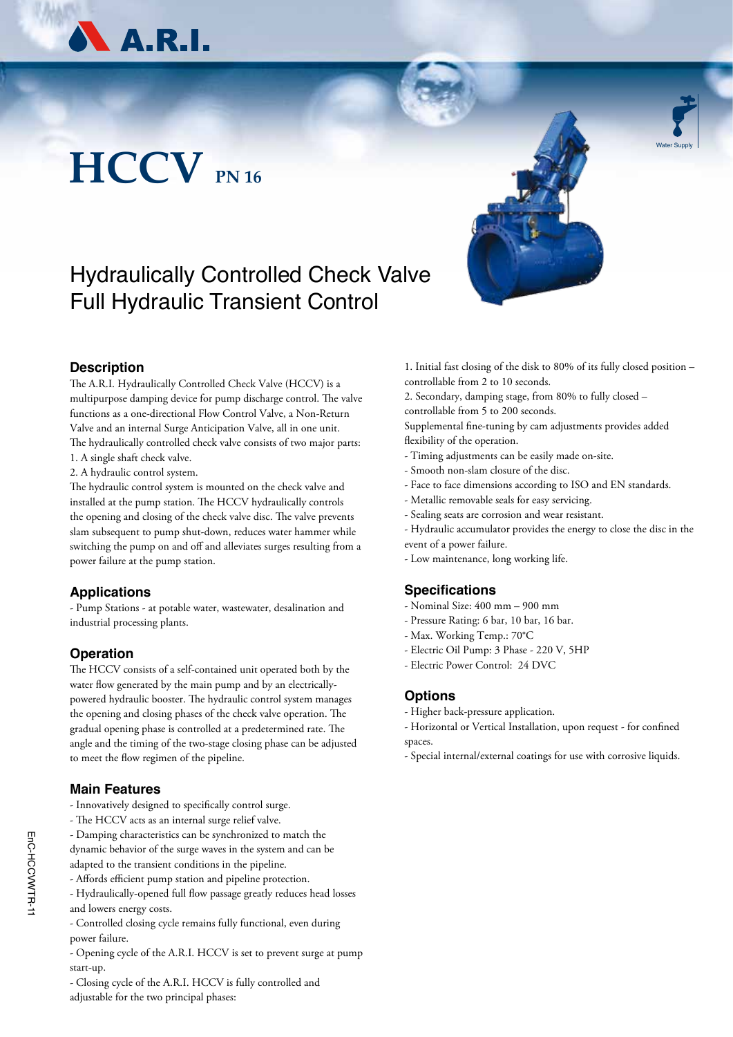# HCCV PN 16

## Hydraulically Controlled Check Valve
## Full Hydraulic Transient Control

### Description

The A.R.I. Hydraulically Controlled Check Valve (HCCV) is a multipurpose damping device for pump discharge control. The valve functions as a one-directional Flow Control Valve, a Non-Return Valve and an internal Surge Anticipation Valve, all in one unit. The hydraulically controlled check valve consists of two major parts:

1. A single shaft check valve.
2. A hydraulic control system.

The hydraulic control system is mounted on the check valve and installed at the pump station. The HCCV hydraulically controls the opening and closing of the check valve disc. The valve prevents slam subsequent to pump shut-down, reduces water hammer while switching the pump on and off and alleviates surges resulting from a power failure at the pump station.

### Applications

- Pump Stations - at potable water, wastewater, desalination and industrial processing plants.

### Operation

The HCCV consists of a self-contained unit operated both by the water flow generated by the main pump and by an electrically-powered hydraulic booster. The hydraulic control system manages the opening and closing phases of the check valve operation. The gradual opening phase is controlled at a predetermined rate. The angle and the timing of the two-stage closing phase can be adjusted to meet the flow regimen of the pipeline.

### Main Features

- Innovatively designed to specifically control surge.
- The HCCV acts as an internal surge relief valve.
- Damping characteristics can be synchronized to match the dynamic behavior of the surge waves in the system and can be adapted to the transient conditions in the pipeline.
- Affords efficient pump station and pipeline protection.
- Hydraulically-opened full flow passage greatly reduces head losses and lowers energy costs.
- Controlled closing cycle remains fully functional, even during power failure.
- Opening cycle of the A.R.I. HCCV is set to prevent surge at pump start-up.
- Closing cycle of the A.R.I. HCCV is fully controlled and adjustable for the two principal phases:

1. Initial fast closing of the disk to 80% of its fully closed position – controllable from 2 to 10 seconds.
2. Secondary, damping stage, from 80% to fully closed – controllable from 5 to 200 seconds.

Supplemental fine-tuning by cam adjustments provides added flexibility of the operation.

- Timing adjustments can be easily made on-site.
- Smooth non-slam closure of the disc.
- Face to face dimensions according to ISO and EN standards.
- Metallic removable seals for easy servicing.
- Sealing seats are corrosion and wear resistant.
- Hydraulic accumulator provides the energy to close the disc in the event of a power failure.
- Low maintenance, long working life.

### Specifications

- Nominal Size: 400 mm – 900 mm
- Pressure Rating: 6 bar, 10 bar, 16 bar.
- Max. Working Temp.: 70°C
- Electric Oil Pump: 3 Phase - 220 V, 5HP
- Electric Power Control: 24 DVC

### Options

- Higher back-pressure application.
- Horizontal or Vertical Installation, upon request - for confined spaces.
- Special internal/external coatings for use with corrosive liquids.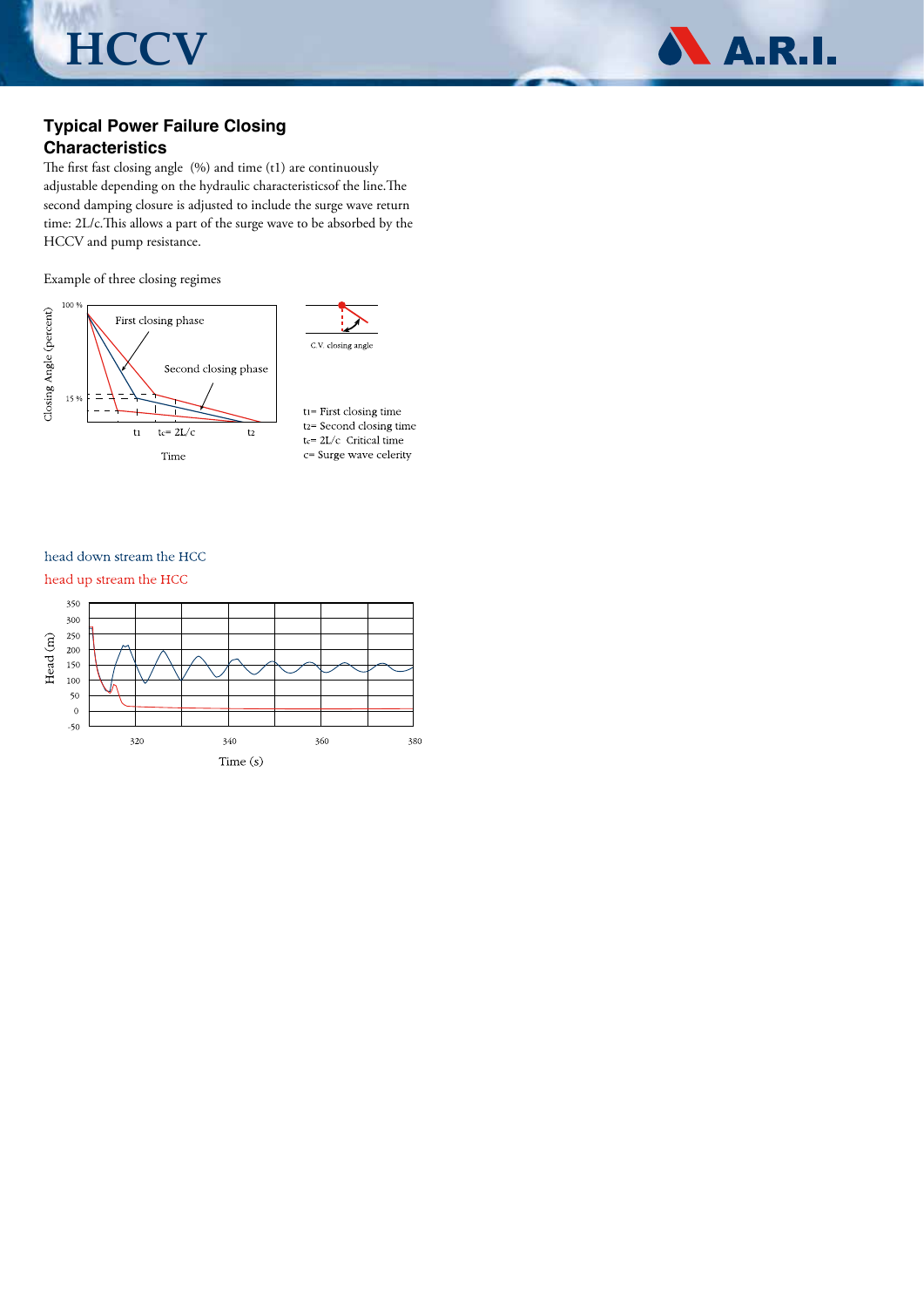## Typical Power Failure Closing Characteristics

The first fast closing angle (%) and time (t1) are continuously adjustable depending on the hydraulic characteristicsof the line.The second damping closure is adjusted to include the surge wave return time: 2L/c.This allows a part of the surge wave to be absorbed by the HCCV and pump resistance.

Example of three closing regimes

$t_1$= First closing time
$t_2$= Second closing time
$t_c$= 2L/c Critical time
c= Surge wave celerity

head down stream the HCC

head up stream the HCC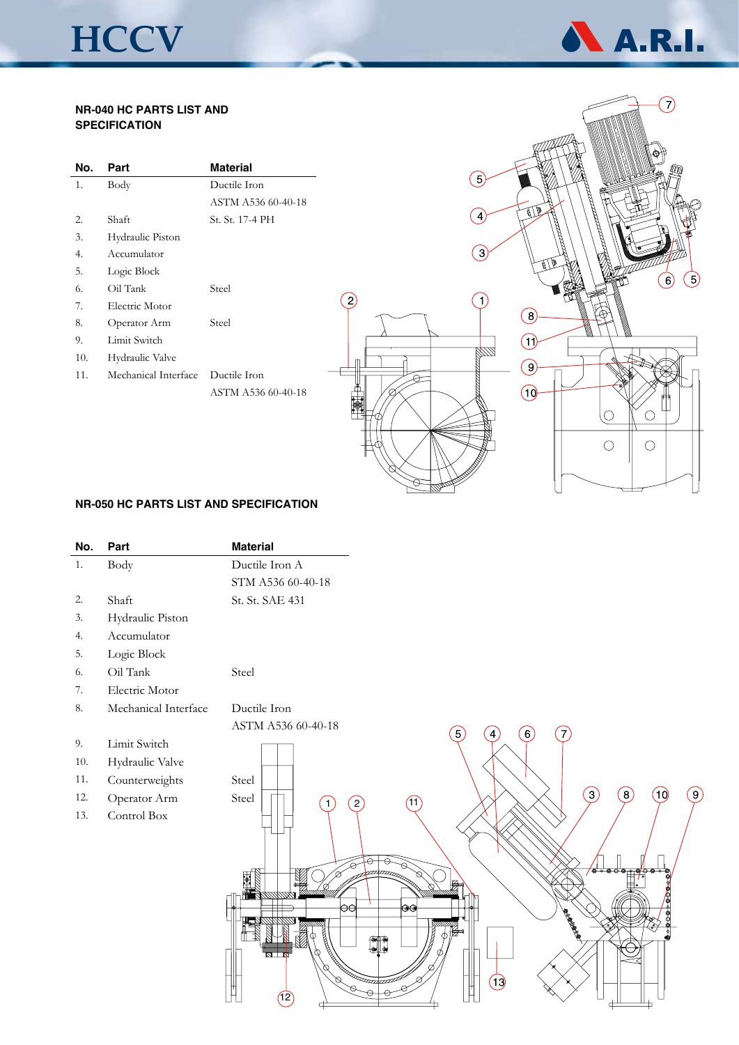## NR-040 HC PARTS LIST AND SPECIFICATION

| No. | Part | Material |
|---|---|---|
| 1. | Body | Ductile Iron ASTM A536 60-40-18 |
| 2. | Shaft | St. St. 17-4 PH |
| 3. | Hydraulic Piston | |
| 4. | Accumulator | |
| 5. | Logic Block | |
| 6. | Oil Tank | Steel |
| 7. | Electric Motor | |
| 8. | Operator Arm | Steel |
| 9. | Limit Switch | |
| 10. | Hydraulic Valve | |
| 11. | Mechanical Interface | Ductile Iron ASTM A536 60-40-18 |

## NR-050 HC PARTS LIST AND SPECIFICATION

| No. | Part | Material |
|---|---|---|
| 1. | Body | Ductile Iron A STM A536 60-40-18 |
| 2. | Shaft | St. St. SAE 431 |
| 3. | Hydraulic Piston | |
| 4. | Accumulator | |
| 5. | Logic Block | |
| 6. | Oil Tank | Steel |
| 7. | Electric Motor | |
| 8. | Mechanical Interface | Ductile Iron ASTM A536 60-40-18 |
| 9. | Limit Switch | |
| 10. | Hydraulic Valve | |
| 11. | Counterweights | Steel |
| 12. | Operator Arm | Steel |
| 13. | Control Box | |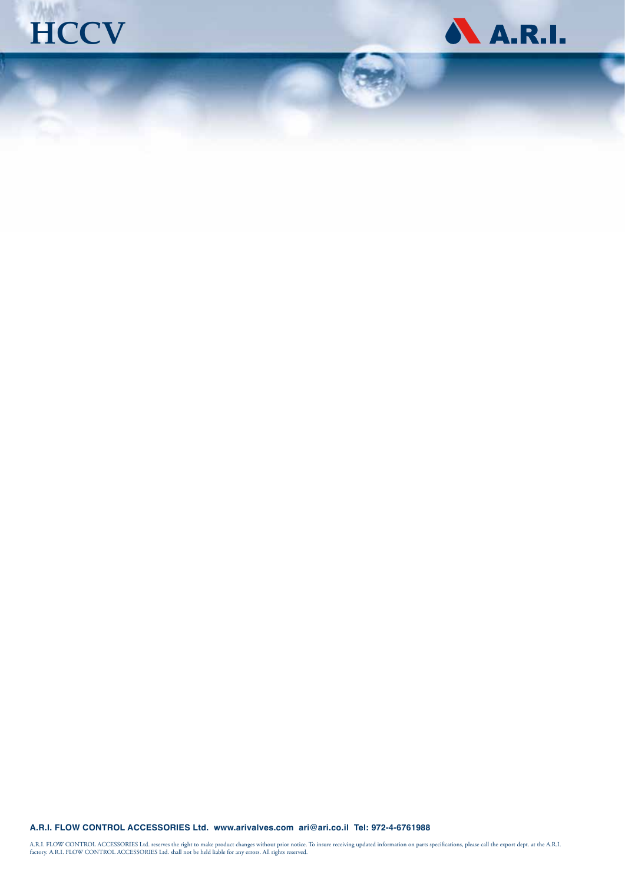**A.R.I. FLOW CONTROL ACCESSORIES Ltd. www.arivalves.com ari@ari.co.il Tel: 972-4-6761988**

A.R.I. FLOW CONTROL ACCESSORIES Ltd. reserves the right to make product changes without prior notice. To insure receiving updated information on parts specifications, please call the export dept. at the A.R.I. factory. A.R.I. FLOW CONTROL ACCESSORIES Ltd. shall not be held liable for any errors. All rights reserved.